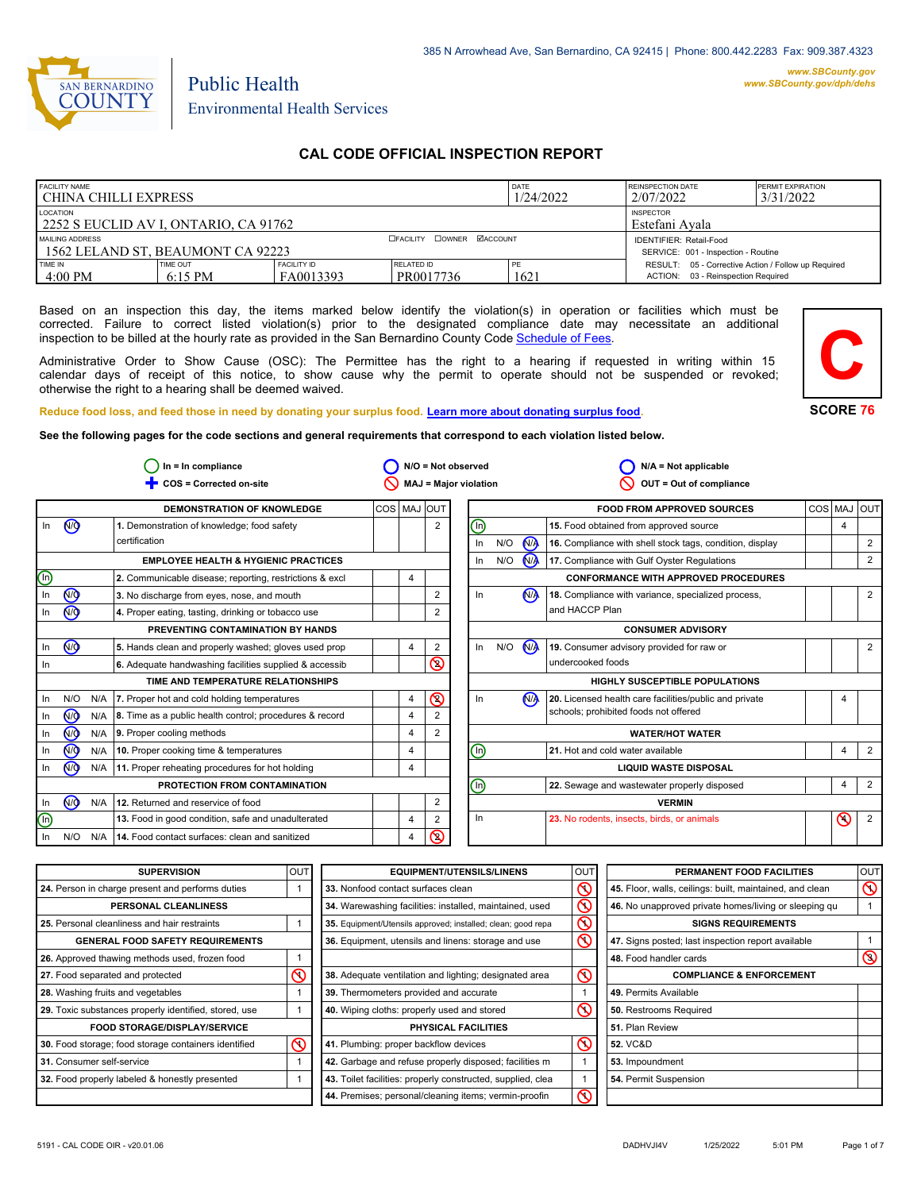385 N Arrowhead Ave, San Bernardino, CA 92415 | Phone: 800.442.2283 Fax: 909.387.4323

www.SBCounty.gov
www.SBCounty.gov/dph/dehs

SAN BERNARDINO COUNTY

Public Health
Environmental Health Services

# CAL CODE OFFICIAL INSPECTION REPORT

| FACILITY NAME | | | | DATE | REINSPECTION DATE | PERMIT EXPIRATION |
|---|---|---|---|---|---|---|
| CHINA CHILLI EXPRESS | | | | 1/24/2022 | 2/07/2022 | 3/31/2022 |
| LOCATION | | | | | INSPECTOR | |
| 2252 S EUCLID AV I, ONTARIO, CA 91762 | | | | | Estefani Ayala | |
| MAILING ADDRESS | | ☐FACILITY ☐OWNER ☑ACCOUNT | | | IDENTIFIER: Retail-Food | |
| 1562 LELAND ST, BEAUMONT CA 92223 | | | | | SERVICE: 001 - Inspection - Routine | |
| TIME IN | TIME OUT | FACILITY ID | RELATED ID | PE | RESULT: 05 - Corrective Action / Follow up Required | |
| 4:00 PM | 6:15 PM | FA0013393 | PR0017736 | 1621 | ACTION: 03 - Reinspection Required | |

Based on an inspection this day, the items marked below identify the violation(s) in operation or facilities which must be corrected. Failure to correct listed violation(s) prior to the designated compliance date may necessitate an additional inspection to be billed at the hourly rate as provided in the San Bernardino County Code Schedule of Fees.

Administrative Order to Show Cause (OSC): The Permittee has the right to a hearing if requested in writing within 15 calendar days of receipt of this notice, to show cause why the permit to operate should not be suspended or revoked; otherwise the right to a hearing shall be deemed waived.

**C**

**SCORE 76**

Reduce food loss, and feed those in need by donating your surplus food. Learn more about donating surplus food.

**See the following pages for the code sections and general requirements that correspond to each violation listed below.**

In = In compliance | N/O = Not observed | N/A = Not applicable
COS = Corrected on-site | MAJ = Major violation | OUT = Out of compliance

| | | | DEMONSTRATION OF KNOWLEDGE | COS | MAJ | OUT |
|---|---|---|---|---|---|---|
| In | **N/O** | | 1. Demonstration of knowledge; food safety certification | | | 2 |
| | | | **EMPLOYEE HEALTH & HYGIENIC PRACTICES** | | | |
| **In** | | | 2. Communicable disease; reporting, restrictions & excl | | 4 | |
| In | **N/O** | | 3. No discharge from eyes, nose, and mouth | | | 2 |
| In | **N/O** | | 4. Proper eating, tasting, drinking or tobacco use | | | 2 |
| | | | **PREVENTING CONTAMINATION BY HANDS** | | | |
| In | **N/O** | | 5. Hands clean and properly washed; gloves used prop | | 4 | 2 |
| In | | | 6. Adequate handwashing facilities supplied & accessib | | | **OUT (2)** |
| | | | **TIME AND TEMPERATURE RELATIONSHIPS** | | | |
| In | N/O | N/A | 7. Proper hot and cold holding temperatures | | 4 | **OUT (2)** |
| In | **N/O** | N/A | 8. Time as a public health control; procedures & record | | 4 | 2 |
| In | **N/O** | N/A | 9. Proper cooling methods | | 4 | 2 |
| In | **N/O** | N/A | 10. Proper cooking time & temperatures | | 4 | |
| In | **N/O** | N/A | 11. Proper reheating procedures for hot holding | | 4 | |
| | | | **PROTECTION FROM CONTAMINATION** | | | |
| In | **N/O** | N/A | 12. Returned and reservice of food | | | 2 |
| **In** | | | 13. Food in good condition, safe and unadulterated | | 4 | 2 |
| In | N/O | N/A | 14. Food contact surfaces: clean and sanitized | | 4 | **OUT (2)** |

| | | | FOOD FROM APPROVED SOURCES | COS | MAJ | OUT |
|---|---|---|---|---|---|---|
| **In** | | | 15. Food obtained from approved source | | 4 | |
| In | N/O | **N/A** | 16. Compliance with shell stock tags, condition, display | | | 2 |
| In | N/O | **N/A** | 17. Compliance with Gulf Oyster Regulations | | | 2 |
| | | | **CONFORMANCE WITH APPROVED PROCEDURES** | | | |
| In | | **N/A** | 18. Compliance with variance, specialized process, and HACCP Plan | | | 2 |
| | | | **CONSUMER ADVISORY** | | | |
| In | N/O | **N/A** | 19. Consumer advisory provided for raw or undercooked foods | | | 2 |
| | | | **HIGHLY SUSCEPTIBLE POPULATIONS** | | | |
| In | | **N/A** | 20. Licensed health care facilities/public and private schools; prohibited foods not offered | | 4 | |
| | | | **WATER/HOT WATER** | | | |
| **In** | | | 21. Hot and cold water available | | 4 | 2 |
| | | | **LIQUID WASTE DISPOSAL** | | | |
| **In** | | | 22. Sewage and wastewater properly disposed | | 4 | 2 |
| | | | **VERMIN** | | | |
| In | | | 23. No rodents, insects, birds, or animals | | **MAJ (4)** | 2 |

| SUPERVISION | OUT |
|---|---|
| 24. Person in charge present and performs duties | 1 |
| **PERSONAL CLEANLINESS** | |
| 25. Personal cleanliness and hair restraints | 1 |
| **GENERAL FOOD SAFETY REQUIREMENTS** | |
| 26. Approved thawing methods used, frozen food | 1 |
| 27. Food separated and protected | **OUT** |
| 28. Washing fruits and vegetables | 1 |
| 29. Toxic substances properly identified, stored, use | 1 |
| **FOOD STORAGE/DISPLAY/SERVICE** | |
| 30. Food storage; food storage containers identified | **OUT** |
| 31. Consumer self-service | 1 |
| 32. Food properly labeled & honestly presented | 1 |

| EQUIPMENT/UTENSILS/LINENS | OUT |
|---|---|
| 33. Nonfood contact surfaces clean | **OUT** |
| 34. Warewashing facilities: installed, maintained, used | **OUT** |
| 35. Equipment/Utensils approved; installed; clean; good repa | **OUT** |
| 36. Equipment, utensils and linens: storage and use | **OUT** |
| 38. Adequate ventilation and lighting; designated area | **OUT** |
| 39. Thermometers provided and accurate | 1 |
| 40. Wiping cloths: properly used and stored | **OUT** |
| **PHYSICAL FACILITIES** | |
| 41. Plumbing: proper backflow devices | **OUT** |
| 42. Garbage and refuse properly disposed; facilities m | 1 |
| 43. Toilet facilities: properly constructed, supplied, clea | 1 |
| 44. Premises; personal/cleaning items; vermin-proofin | **OUT** |

| PERMANENT FOOD FACILITIES | OUT |
|---|---|
| 45. Floor, walls, ceilings: built, maintained, and clean | **OUT** |
| 46. No unapproved private homes/living or sleeping qu | 1 |
| **SIGNS REQUIREMENTS** | |
| 47. Signs posted; last inspection report available | 1 |
| 48. Food handler cards | **OUT (3)** |
| **COMPLIANCE & ENFORCEMENT** | |
| 49. Permits Available | |
| 50. Restrooms Required | |
| 51. Plan Review | |
| 52. VC&D | |
| 53. Impoundment | |
| 54. Permit Suspension | |

5191 - CAL CODE OIR - v20.01.06 DADHVJI4V 1/25/2022 5:01 PM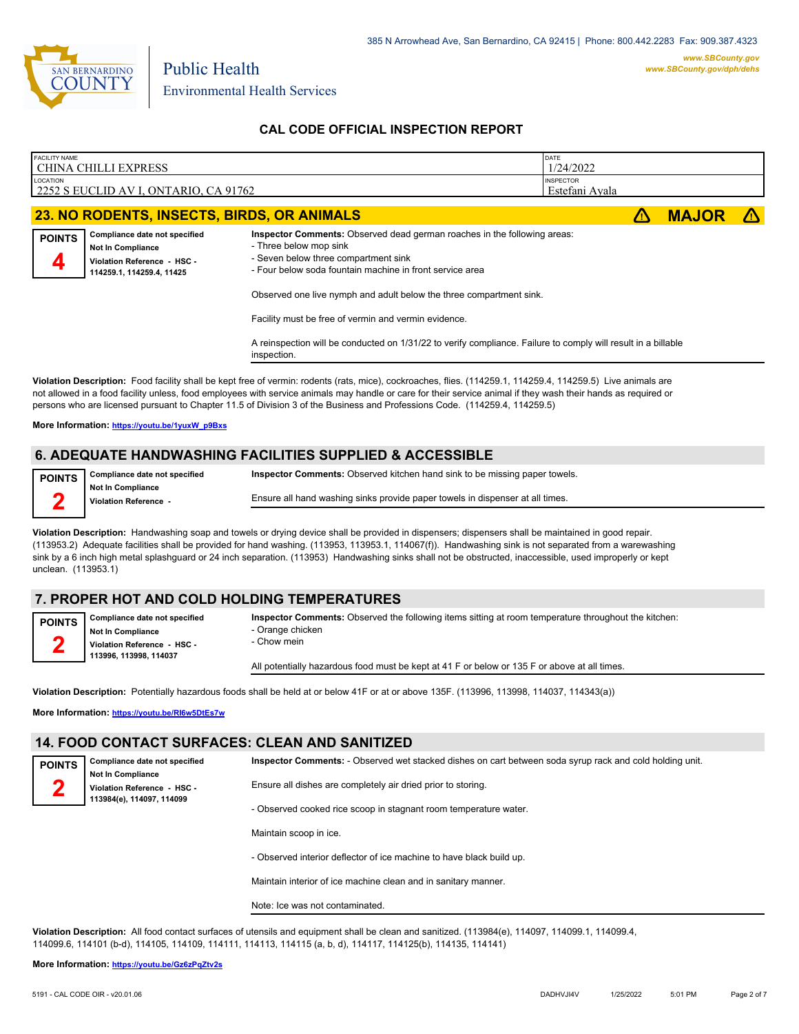San Bernardino County Public Health
Environmental Health Services

385 N Arrowhead Ave, San Bernardino, CA 92415 | Phone: 800.442.2283 Fax: 909.387.4323
www.SBCounty.gov
www.SBCounty.gov/dph/dehs

## CAL CODE OFFICIAL INSPECTION REPORT

| FACILITY NAME | DATE |
|---|---|
| CHINA CHILLI EXPRESS | 1/24/2022 |
| **LOCATION** | **INSPECTOR** |
| 2252 S EUCLID AV I, ONTARIO, CA 91762 | Estefani Ayala |

## 23. NO RODENTS, INSECTS, BIRDS, OR ANIMALS — MAJOR

**POINTS** 4

**Compliance date not specified**
**Not In Compliance**
**Violation Reference - HSC - 114259.1, 114259.4, 11425**

**Inspector Comments:** Observed dead german roaches in the following areas:
- Three below mop sink
- Seven below three compartment sink
- Four below soda fountain machine in front service area

Observed one live nymph and adult below the three compartment sink.

Facility must be free of vermin and vermin evidence.

A reinspection will be conducted on 1/31/22 to verify compliance. Failure to comply will result in a billable inspection.

**Violation Description:** Food facility shall be kept free of vermin: rodents (rats, mice), cockroaches, flies. (114259.1, 114259.4, 114259.5) Live animals are not allowed in a food facility unless, food employees with service animals may handle or care for their service animal if they wash their hands as required or persons who are licensed pursuant to Chapter 11.5 of Division 3 of the Business and Professions Code. (114259.4, 114259.5)

**More Information:** https://youtu.be/1yuxW_p9Bxs

## 6. ADEQUATE HANDWASHING FACILITIES SUPPLIED & ACCESSIBLE

**POINTS** 2

**Compliance date not specified**
**Not In Compliance**
**Violation Reference -**

**Inspector Comments:** Observed kitchen hand sink to be missing paper towels.

Ensure all hand washing sinks provide paper towels in dispenser at all times.

**Violation Description:** Handwashing soap and towels or drying device shall be provided in dispensers; dispensers shall be maintained in good repair. (113953.2) Adequate facilities shall be provided for hand washing. (113953, 113953.1, 114067(f)). Handwashing sink is not separated from a warewashing sink by a 6 inch high metal splashguard or 24 inch separation. (113953) Handwashing sinks shall not be obstructed, inaccessible, used improperly or kept unclean. (113953.1)

## 7. PROPER HOT AND COLD HOLDING TEMPERATURES

**POINTS** 2

**Compliance date not specified**
**Not In Compliance**
**Violation Reference - HSC - 113996, 113998, 114037**

**Inspector Comments:** Observed the following items sitting at room temperature throughout the kitchen:
- Orange chicken
- Chow mein

All potentially hazardous food must be kept at 41 F or below or 135 F or above at all times.

**Violation Description:** Potentially hazardous foods shall be held at or below 41F or at or above 135F. (113996, 113998, 114037, 114343(a))

**More Information:** https://youtu.be/RI6w5DtEs7w

## 14. FOOD CONTACT SURFACES: CLEAN AND SANITIZED

**POINTS** 2

**Compliance date not specified**
**Not In Compliance**
**Violation Reference - HSC - 113984(e), 114097, 114099**

**Inspector Comments:** - Observed wet stacked dishes on cart between soda syrup rack and cold holding unit.

Ensure all dishes are completely air dried prior to storing.

- Observed cooked rice scoop in stagnant room temperature water.

Maintain scoop in ice.

- Observed interior deflector of ice machine to have black build up.

Maintain interior of ice machine clean and in sanitary manner.

Note: Ice was not contaminated.

**Violation Description:** All food contact surfaces of utensils and equipment shall be clean and sanitized. (113984(e), 114097, 114099.1, 114099.4, 114099.6, 114101 (b-d), 114105, 114109, 114111, 114113, 114115 (a, b, d), 114117, 114125(b), 114135, 114141)

**More Information:** https://youtu.be/Gz6zPqZtv2s

5191 - CAL CODE OIR - v20.01.06 DADHVJI4V 1/25/2022 5:01 PM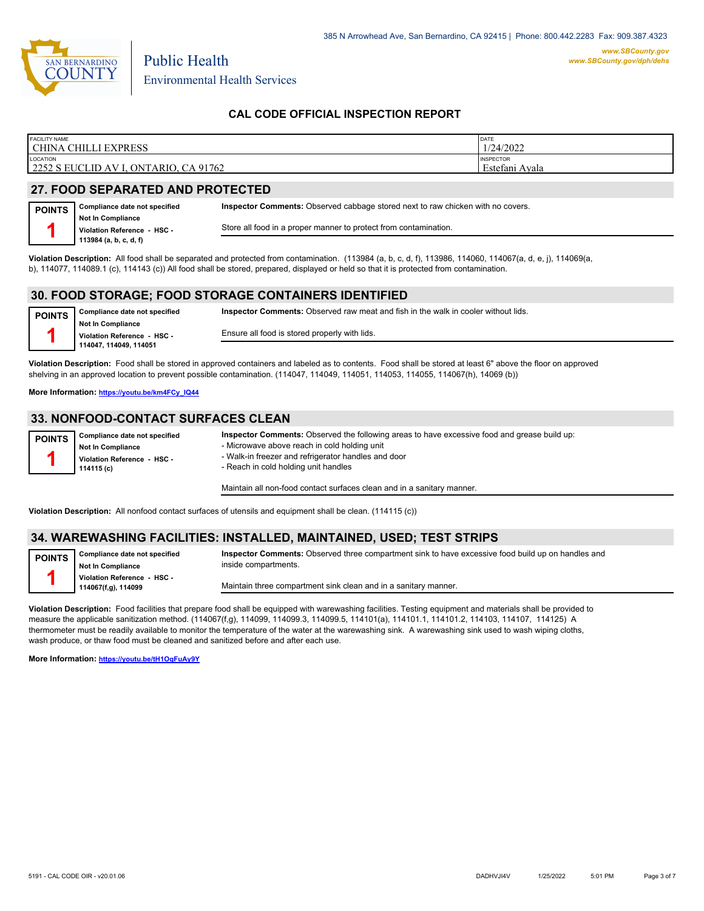Public Health
Environmental Health Services

## CAL CODE OFFICIAL INSPECTION REPORT

| FACILITY NAME | DATE |
|---|---|
| CHINA CHILLI EXPRESS | 1/24/2022 |
| LOCATION | INSPECTOR |
| 2252 S EUCLID AV I, ONTARIO, CA 91762 | Estefani Ayala |

## 27. FOOD SEPARATED AND PROTECTED

**POINTS** 1

**Compliance date not specified**
**Not In Compliance**
**Violation Reference - HSC - 113984 (a, b, c, d, f)**

**Inspector Comments:** Observed cabbage stored next to raw chicken with no covers.

Store all food in a proper manner to protect from contamination.

**Violation Description:** All food shall be separated and protected from contamination. (113984 (a, b, c, d, f), 113986, 114060, 114067(a, d, e, j), 114069(a, b), 114077, 114089.1 (c), 114143 (c)) All food shall be stored, prepared, displayed or held so that it is protected from contamination.

## 30. FOOD STORAGE; FOOD STORAGE CONTAINERS IDENTIFIED

**POINTS** 1

**Compliance date not specified**
**Not In Compliance**
**Violation Reference - HSC - 114047, 114049, 114051**

**Inspector Comments:** Observed raw meat and fish in the walk in cooler without lids.

Ensure all food is stored properly with lids.

**Violation Description:** Food shall be stored in approved containers and labeled as to contents. Food shall be stored at least 6" above the floor on approved shelving in an approved location to prevent possible contamination. (114047, 114049, 114051, 114053, 114055, 114067(h), 14069 (b))

**More Information:** https://youtu.be/km4FCy_IQ44

## 33. NONFOOD-CONTACT SURFACES CLEAN

**POINTS** 1

**Compliance date not specified**
**Not In Compliance**
**Violation Reference - HSC - 114115 (c)**

**Inspector Comments:** Observed the following areas to have excessive food and grease build up:
- Microwave above reach in cold holding unit
- Walk-in freezer and refrigerator handles and door
- Reach in cold holding unit handles

Maintain all non-food contact surfaces clean and in a sanitary manner.

**Violation Description:** All nonfood contact surfaces of utensils and equipment shall be clean. (114115 (c))

## 34. WAREWASHING FACILITIES: INSTALLED, MAINTAINED, USED; TEST STRIPS

**POINTS** 1

**Compliance date not specified**
**Not In Compliance**
**Violation Reference - HSC - 114067(f,g), 114099**

**Inspector Comments:** Observed three compartment sink to have excessive food build up on handles and inside compartments.

Maintain three compartment sink clean and in a sanitary manner.

**Violation Description:** Food facilities that prepare food shall be equipped with warewashing facilities. Testing equipment and materials shall be provided to measure the applicable sanitization method. (114067(f,g), 114099, 114099.3, 114099.5, 114101(a), 114101.1, 114101.2, 114103, 114107, 114125) A thermometer must be readily available to monitor the temperature of the water at the warewashing sink. A warewashing sink used to wash wiping cloths, wash produce, or thaw food must be cleaned and sanitized before and after each use.

**More Information:** https://youtu.be/tH1OgFuAy9Y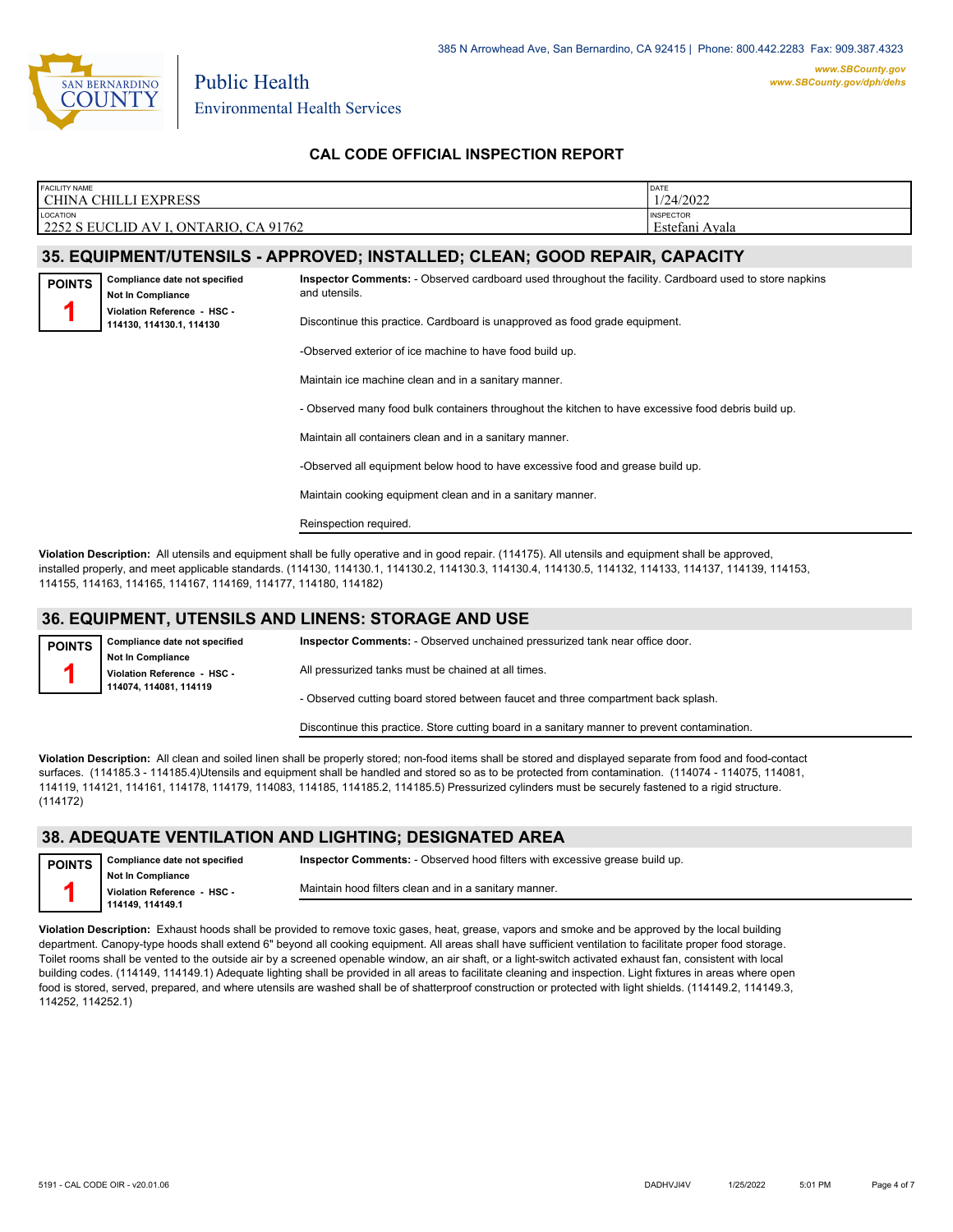385 N Arrowhead Ave, San Bernardino, CA 92415 | Phone: 800.442.2283 Fax: 909.387.4323

www.SBCounty.gov
www.SBCounty.gov/dph/dehs

Public Health
Environmental Health Services

## CAL CODE OFFICIAL INSPECTION REPORT

| FACILITY NAME | DATE |
|---|---|
| CHINA CHILLI EXPRESS | 1/24/2022 |
| **LOCATION** | **INSPECTOR** |
| 2252 S EUCLID AV I, ONTARIO, CA 91762 | Estefani Ayala |

## 35. EQUIPMENT/UTENSILS - APPROVED; INSTALLED; CLEAN; GOOD REPAIR, CAPACITY

**POINTS** 1

**Compliance date not specified**
**Not In Compliance**
**Violation Reference - HSC - 114130, 114130.1, 114130**

**Inspector Comments:** - Observed cardboard used throughout the facility. Cardboard used to store napkins and utensils.

Discontinue this practice. Cardboard is unapproved as food grade equipment.

-Observed exterior of ice machine to have food build up.

Maintain ice machine clean and in a sanitary manner.

- Observed many food bulk containers throughout the kitchen to have excessive food debris build up.

Maintain all containers clean and in a sanitary manner.

-Observed all equipment below hood to have excessive food and grease build up.

Maintain cooking equipment clean and in a sanitary manner.

Reinspection required.

**Violation Description:** All utensils and equipment shall be fully operative and in good repair. (114175). All utensils and equipment shall be approved, installed properly, and meet applicable standards. (114130, 114130.1, 114130.2, 114130.3, 114130.4, 114130.5, 114132, 114133, 114137, 114139, 114153, 114155, 114163, 114165, 114167, 114169, 114177, 114180, 114182)

## 36. EQUIPMENT, UTENSILS AND LINENS: STORAGE AND USE

**POINTS** 1

**Compliance date not specified**
**Not In Compliance**
**Violation Reference - HSC - 114074, 114081, 114119**

**Inspector Comments:** - Observed unchained pressurized tank near office door.

All pressurized tanks must be chained at all times.

- Observed cutting board stored between faucet and three compartment back splash.

Discontinue this practice. Store cutting board in a sanitary manner to prevent contamination.

**Violation Description:** All clean and soiled linen shall be properly stored; non-food items shall be stored and displayed separate from food and food-contact surfaces. (114185.3 - 114185.4)Utensils and equipment shall be handled and stored so as to be protected from contamination. (114074 - 114075, 114081, 114119, 114121, 114161, 114178, 114179, 114083, 114185, 114185.2, 114185.5) Pressurized cylinders must be securely fastened to a rigid structure. (114172)

## 38. ADEQUATE VENTILATION AND LIGHTING; DESIGNATED AREA

**POINTS** 1

**Compliance date not specified**
**Not In Compliance**
**Violation Reference - HSC - 114149, 114149.1**

**Inspector Comments:** - Observed hood filters with excessive grease build up.

Maintain hood filters clean and in a sanitary manner.

**Violation Description:** Exhaust hoods shall be provided to remove toxic gases, heat, grease, vapors and smoke and be approved by the local building department. Canopy-type hoods shall extend 6" beyond all cooking equipment. All areas shall have sufficient ventilation to facilitate proper food storage. Toilet rooms shall be vented to the outside air by a screened openable window, an air shaft, or a light-switch activated exhaust fan, consistent with local building codes. (114149, 114149.1) Adequate lighting shall be provided in all areas to facilitate cleaning and inspection. Light fixtures in areas where open food is stored, served, prepared, and where utensils are washed shall be of shatterproof construction or protected with light shields. (114149.2, 114149.3, 114252, 114252.1)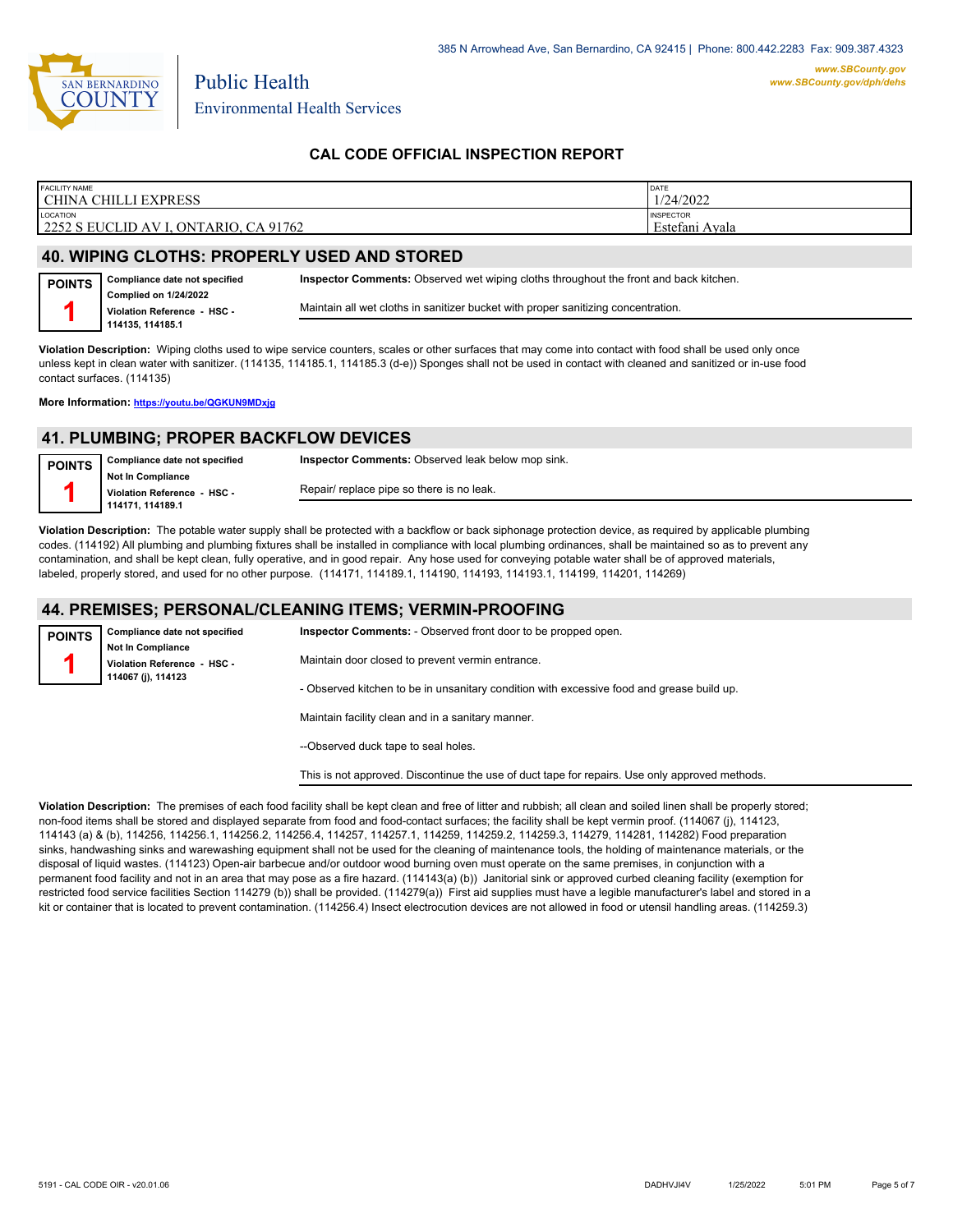# CAL CODE OFFICIAL INSPECTION REPORT

| FACILITY NAME | DATE |
|---|---|
| CHINA CHILLI EXPRESS | 1/24/2022 |
| LOCATION | INSPECTOR |
| 2252 S EUCLID AV I, ONTARIO, CA 91762 | Estefani Ayala |

## 40. WIPING CLOTHS: PROPERLY USED AND STORED

**POINTS** **1**

**Compliance date not specified**
**Complied on 1/24/2022**
**Violation Reference - HSC - 114135, 114185.1**

**Inspector Comments:** Observed wet wiping cloths throughout the front and back kitchen.

Maintain all wet cloths in sanitizer bucket with proper sanitizing concentration.

**Violation Description:** Wiping cloths used to wipe service counters, scales or other surfaces that may come into contact with food shall be used only once unless kept in clean water with sanitizer. (114135, 114185.1, 114185.3 (d-e)) Sponges shall not be used in contact with cleaned and sanitized or in-use food contact surfaces. (114135)

**More Information:** https://youtu.be/QGKUN9MDxjg

## 41. PLUMBING; PROPER BACKFLOW DEVICES

**POINTS** **1**

**Compliance date not specified**
**Not In Compliance**
**Violation Reference - HSC - 114171, 114189.1**

**Inspector Comments:** Observed leak below mop sink.

Repair/ replace pipe so there is no leak.

**Violation Description:** The potable water supply shall be protected with a backflow or back siphonage protection device, as required by applicable plumbing codes. (114192) All plumbing and plumbing fixtures shall be installed in compliance with local plumbing ordinances, shall be maintained so as to prevent any contamination, and shall be kept clean, fully operative, and in good repair. Any hose used for conveying potable water shall be of approved materials, labeled, properly stored, and used for no other purpose. (114171, 114189.1, 114190, 114193, 114193.1, 114199, 114201, 114269)

## 44. PREMISES; PERSONAL/CLEANING ITEMS; VERMIN-PROOFING

**POINTS** **1**

**Compliance date not specified**
**Not In Compliance**
**Violation Reference - HSC - 114067 (j), 114123**

**Inspector Comments:** - Observed front door to be propped open.

Maintain door closed to prevent vermin entrance.

- Observed kitchen to be in unsanitary condition with excessive food and grease build up.

Maintain facility clean and in a sanitary manner.

--Observed duck tape to seal holes.

This is not approved. Discontinue the use of duct tape for repairs. Use only approved methods.

**Violation Description:** The premises of each food facility shall be kept clean and free of litter and rubbish; all clean and soiled linen shall be properly stored; non-food items shall be stored and displayed separate from food and food-contact surfaces; the facility shall be kept vermin proof. (114067 (j), 114123, 114143 (a) & (b), 114256, 114256.1, 114256.2, 114256.4, 114257, 114257.1, 114259, 114259.2, 114259.3, 114279, 114281, 114282) Food preparation sinks, handwashing sinks and warewashing equipment shall not be used for the cleaning of maintenance tools, the holding of maintenance materials, or the disposal of liquid wastes. (114123) Open-air barbecue and/or outdoor wood burning oven must operate on the same premises, in conjunction with a permanent food facility and not in an area that may pose as a fire hazard. (114143(a) (b)) Janitorial sink or approved curbed cleaning facility (exemption for restricted food service facilities Section 114279 (b)) shall be provided. (114279(a)) First aid supplies must have a legible manufacturer's label and stored in a kit or container that is located to prevent contamination. (114256.4) Insect electrocution devices are not allowed in food or utensil handling areas. (114259.3)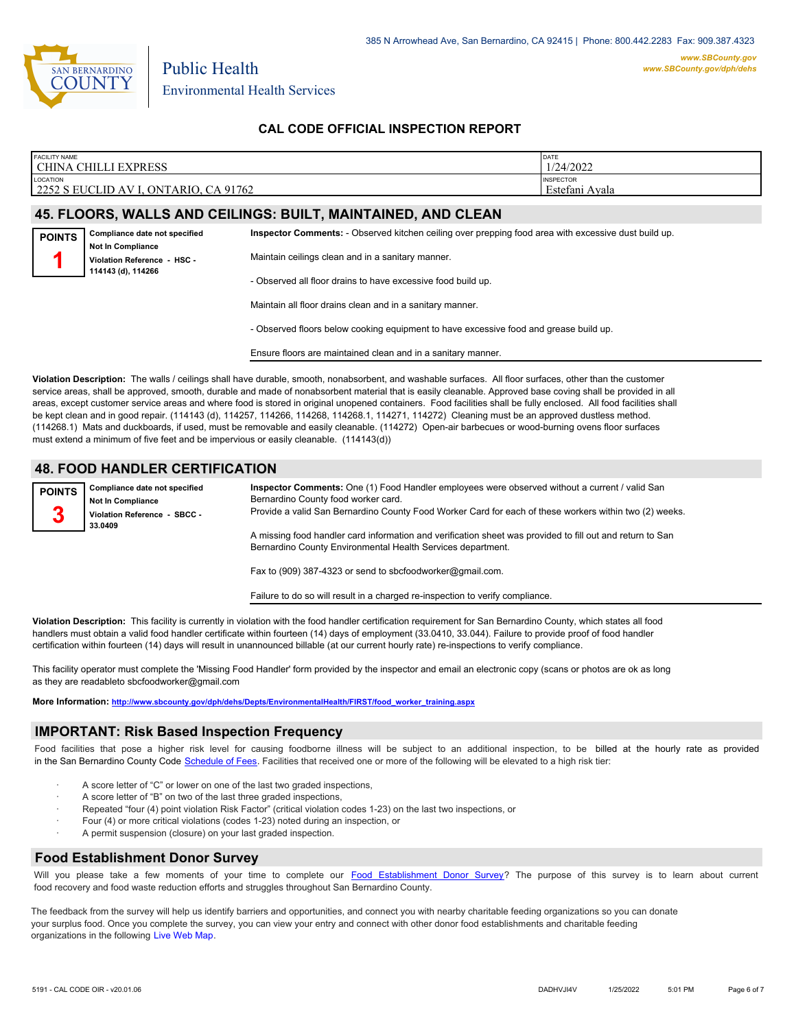## CAL CODE OFFICIAL INSPECTION REPORT

| FACILITY NAME | DATE |
|---|---|
| CHINA CHILLI EXPRESS | 1/24/2022 |
| **LOCATION** | **INSPECTOR** |
| 2252 S EUCLID AV I, ONTARIO, CA 91762 | Estefani Ayala |

## 45. FLOORS, WALLS AND CEILINGS: BUILT, MAINTAINED, AND CLEAN

**POINTS**
**1**

**Compliance date not specified**
**Not In Compliance**
**Violation Reference - HSC - 114143 (d), 114266**

**Inspector Comments:** - Observed kitchen ceiling over prepping food area with excessive dust build up.

Maintain ceilings clean and in a sanitary manner.

- Observed all floor drains to have excessive food build up.

Maintain all floor drains clean and in a sanitary manner.

- Observed floors below cooking equipment to have excessive food and grease build up.

Ensure floors are maintained clean and in a sanitary manner.

**Violation Description:** The walls / ceilings shall have durable, smooth, nonabsorbent, and washable surfaces. All floor surfaces, other than the customer service areas, shall be approved, smooth, durable and made of nonabsorbent material that is easily cleanable. Approved base coving shall be provided in all areas, except customer service areas and where food is stored in original unopened containers. Food facilities shall be fully enclosed. All food facilities shall be kept clean and in good repair. (114143 (d), 114257, 114266, 114268, 114268.1, 114271, 114272) Cleaning must be an approved dustless method. (114268.1) Mats and duckboards, if used, must be removable and easily cleanable. (114272) Open-air barbecues or wood-burning ovens floor surfaces must extend a minimum of five feet and be impervious or easily cleanable. (114143(d))

## 48. FOOD HANDLER CERTIFICATION

**POINTS**
**3**

**Compliance date not specified**
**Not In Compliance**
**Violation Reference - SBCC - 33.0409**

**Inspector Comments:** One (1) Food Handler employees were observed without a current / valid San Bernardino County food worker card.
Provide a valid San Bernardino County Food Worker Card for each of these workers within two (2) weeks.

A missing food handler card information and verification sheet was provided to fill out and return to San Bernardino County Environmental Health Services department.

Fax to (909) 387-4323 or send to sbcfoodworker@gmail.com.

Failure to do so will result in a charged re-inspection to verify compliance.

**Violation Description:** This facility is currently in violation with the food handler certification requirement for San Bernardino County, which states all food handlers must obtain a valid food handler certificate within fourteen (14) days of employment (33.0410, 33.044). Failure to provide proof of food handler certification within fourteen (14) days will result in unannounced billable (at our current hourly rate) re-inspections to verify compliance.

This facility operator must complete the 'Missing Food Handler' form provided by the inspector and email an electronic copy (scans or photos are ok as long as they are readableto sbcfoodworker@gmail.com

**More Information:** http://www.sbcounty.gov/dph/dehs/Depts/EnvironmentalHealth/FIRST/food_worker_training.aspx

## IMPORTANT: Risk Based Inspection Frequency

Food facilities that pose a higher risk level for causing foodborne illness will be subject to an additional inspection, to be billed at the hourly rate as provided in the San Bernardino County Code Schedule of Fees. Facilities that received one or more of the following will be elevated to a high risk tier:

- A score letter of "C" or lower on one of the last two graded inspections,
- A score letter of "B" on two of the last three graded inspections,
- Repeated "four (4) point violation Risk Factor" (critical violation codes 1-23) on the last two inspections, or
- Four (4) or more critical violations (codes 1-23) noted during an inspection, or
- A permit suspension (closure) on your last graded inspection.

## Food Establishment Donor Survey

Will you please take a few moments of your time to complete our Food Establishment Donor Survey? The purpose of this survey is to learn about current food recovery and food waste reduction efforts and struggles throughout San Bernardino County.

The feedback from the survey will help us identify barriers and opportunities, and connect you with nearby charitable feeding organizations so you can donate your surplus food. Once you complete the survey, you can view your entry and connect with other donor food establishments and charitable feeding organizations in the following Live Web Map.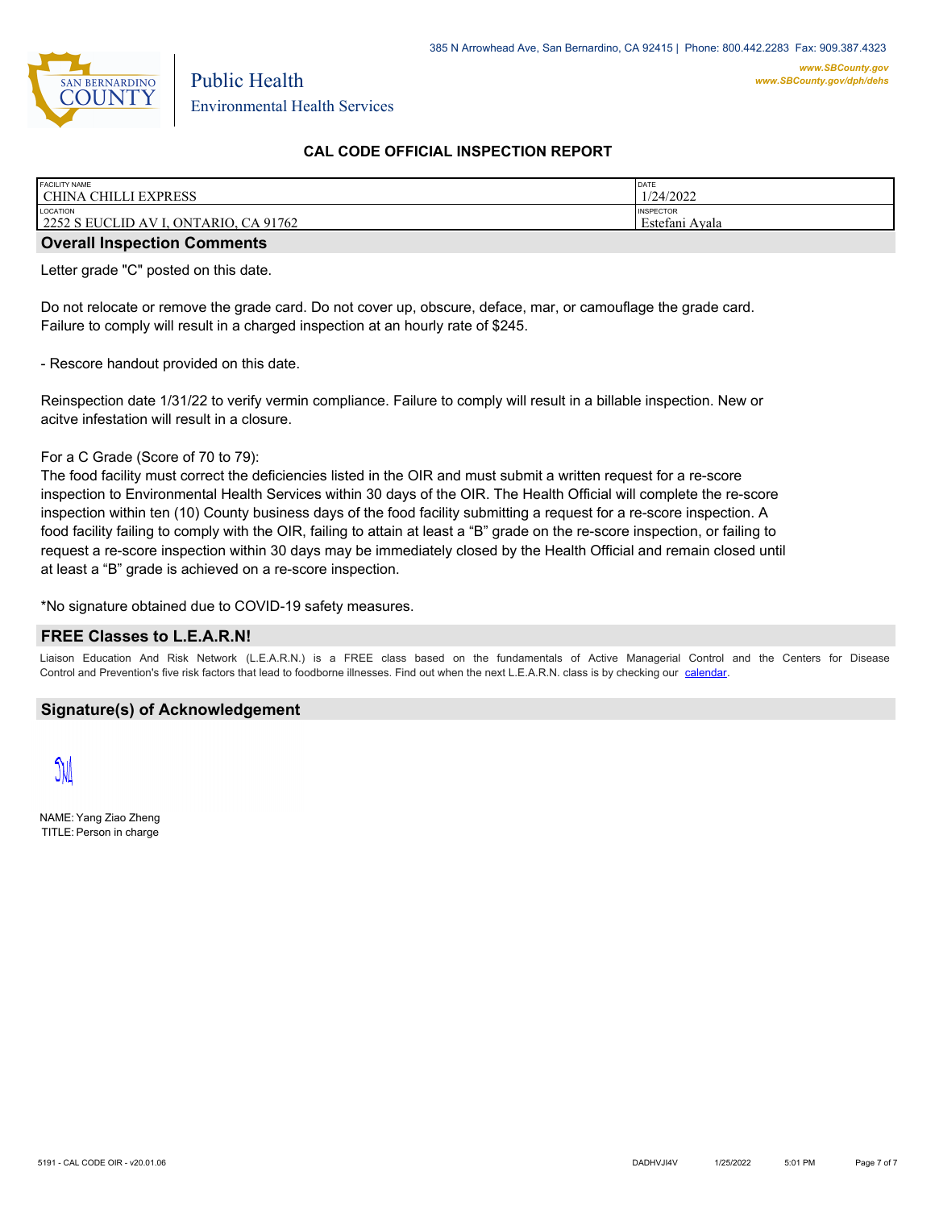385 N Arrowhead Ave, San Bernardino, CA 92415 | Phone: 800.442.2283 Fax: 909.387.4323

www.SBCounty.gov
www.SBCounty.gov/dph/dehs

SAN BERNARDINO COUNTY

Public Health
Environmental Health Services

## CAL CODE OFFICIAL INSPECTION REPORT

| | |
|---|---|
| FACILITY NAME<br>CHINA CHILLI EXPRESS | DATE<br>1/24/2022 |
| LOCATION<br>2252 S EUCLID AV I, ONTARIO, CA 91762 | INSPECTOR<br>Estefani Ayala |

### Overall Inspection Comments

Letter grade "C" posted on this date.

Do not relocate or remove the grade card. Do not cover up, obscure, deface, mar, or camouflage the grade card. Failure to comply will result in a charged inspection at an hourly rate of $245.

- Rescore handout provided on this date.

Reinspection date 1/31/22 to verify vermin compliance. Failure to comply will result in a billable inspection. New or acitve infestation will result in a closure.

For a C Grade (Score of 70 to 79):
The food facility must correct the deficiencies listed in the OIR and must submit a written request for a re-score inspection to Environmental Health Services within 30 days of the OIR. The Health Official will complete the re-score inspection within ten (10) County business days of the food facility submitting a request for a re-score inspection. A food facility failing to comply with the OIR, failing to attain at least a “B” grade on the re-score inspection, or failing to request a re-score inspection within 30 days may be immediately closed by the Health Official and remain closed until at least a “B” grade is achieved on a re-score inspection.

*No signature obtained due to COVID-19 safety measures.

### FREE Classes to L.E.A.R.N!

Liaison Education And Risk Network (L.E.A.R.N.) is a FREE class based on the fundamentals of Active Managerial Control and the Centers for Disease Control and Prevention's five risk factors that lead to foodborne illnesses. Find out when the next L.E.A.R.N. class is by checking our calendar.

### Signature(s) of Acknowledgement

NAME: Yang Ziao Zheng
TITLE: Person in charge

5191 - CAL CODE OIR - v20.01.06 DADHVJI4V 1/25/2022 5:01 PM